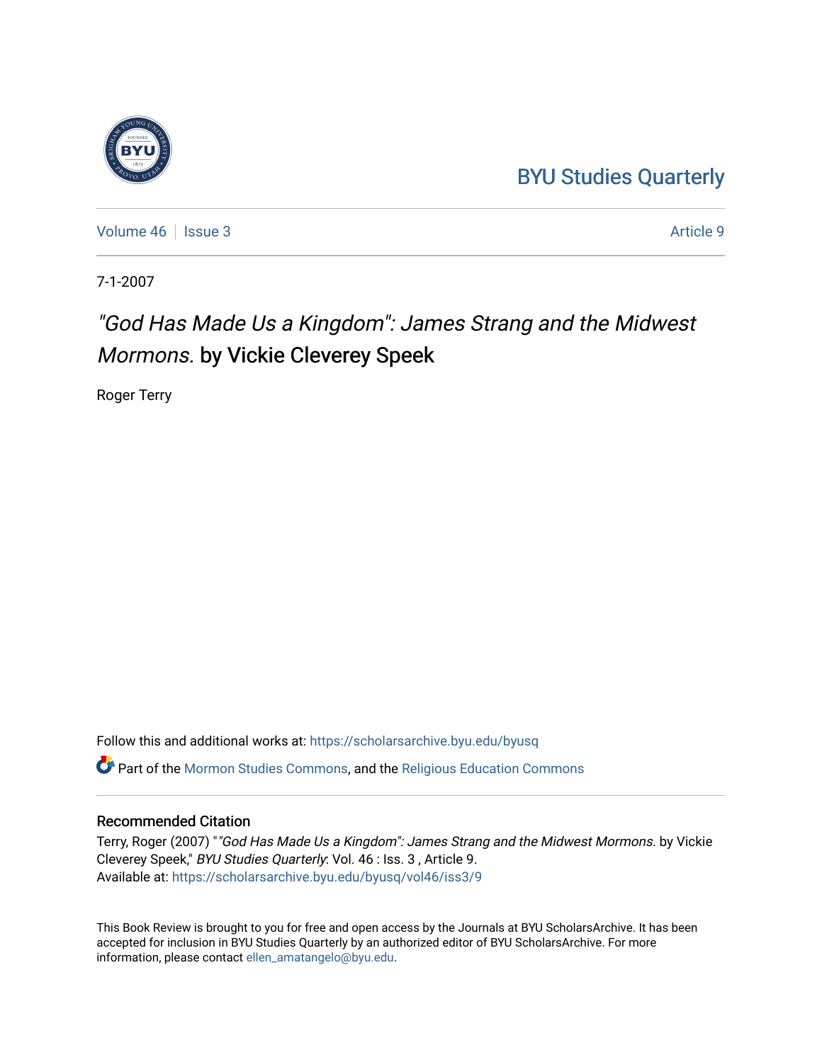BYU Studies Quarterly

Volume 46 | Issue 3 | Article 9

7-1-2007

# *"God Has Made Us a Kingdom": James Strang and the Midwest Mormons.* by Vickie Cleverey Speek

Roger Terry

Follow this and additional works at: https://scholarsarchive.byu.edu/byusq

Part of the Mormon Studies Commons, and the Religious Education Commons

## Recommended Citation

Terry, Roger (2007) "*"God Has Made Us a Kingdom": James Strang and the Midwest Mormons.* by Vickie Cleverey Speek," *BYU Studies Quarterly*: Vol. 46 : Iss. 3 , Article 9.
Available at: https://scholarsarchive.byu.edu/byusq/vol46/iss3/9

This Book Review is brought to you for free and open access by the Journals at BYU ScholarsArchive. It has been accepted for inclusion in BYU Studies Quarterly by an authorized editor of BYU ScholarsArchive. For more information, please contact ellen_amatangelo@byu.edu.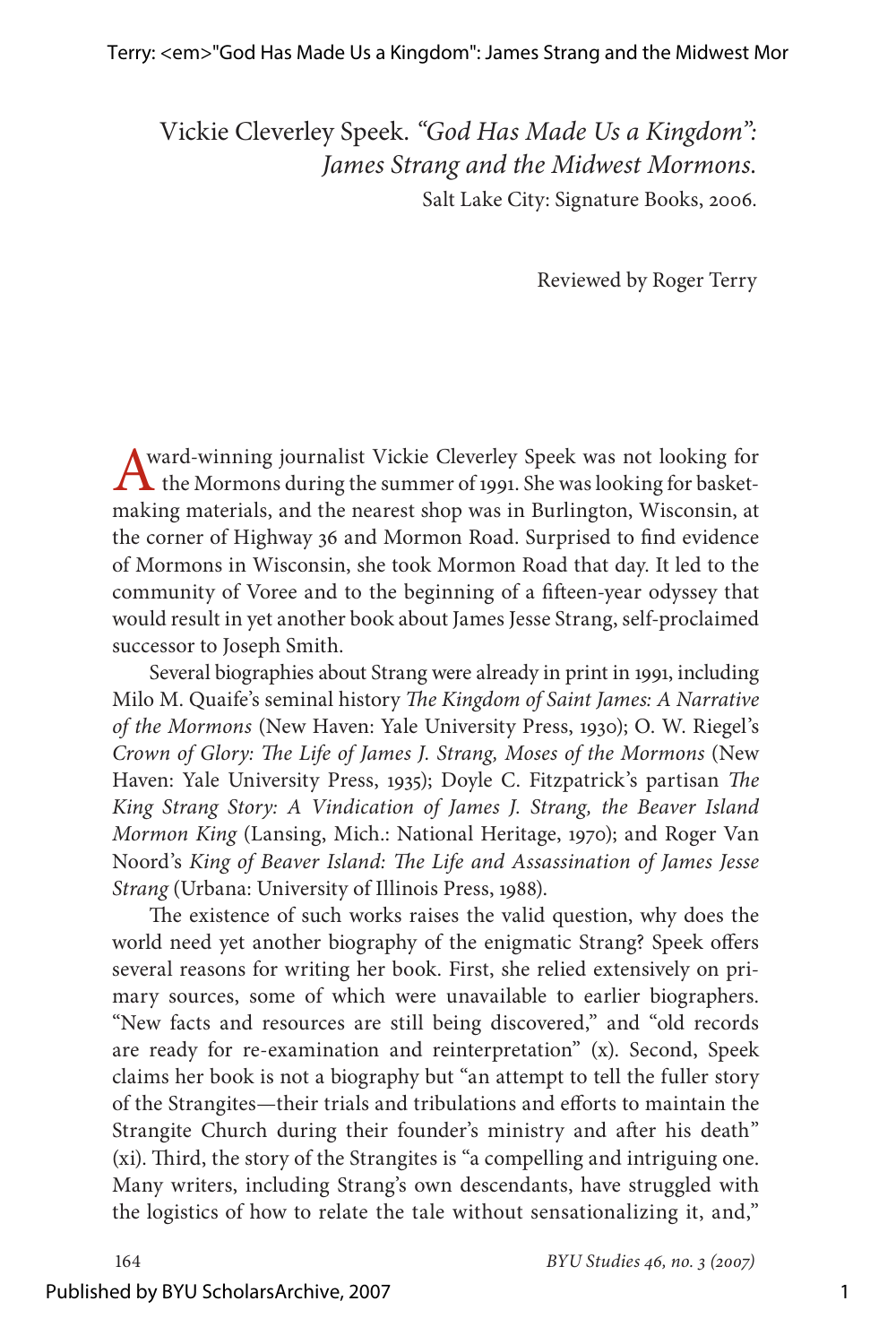Vickie Cleverley Speek. *"God Has Made Us a Kingdom": James Strang and the Midwest Mormons.*
Salt Lake City: Signature Books, 2006.

Reviewed by Roger Terry

Award-winning journalist Vickie Cleverley Speek was not looking for the Mormons during the summer of 1991. She was looking for basket-making materials, and the nearest shop was in Burlington, Wisconsin, at the corner of Highway 36 and Mormon Road. Surprised to find evidence of Mormons in Wisconsin, she took Mormon Road that day. It led to the community of Voree and to the beginning of a fifteen-year odyssey that would result in yet another book about James Jesse Strang, self-proclaimed successor to Joseph Smith.

Several biographies about Strang were already in print in 1991, including Milo M. Quaife's seminal history *The Kingdom of Saint James: A Narrative of the Mormons* (New Haven: Yale University Press, 1930); O. W. Riegel's *Crown of Glory: The Life of James J. Strang, Moses of the Mormons* (New Haven: Yale University Press, 1935); Doyle C. Fitzpatrick's partisan *The King Strang Story: A Vindication of James J. Strang, the Beaver Island Mormon King* (Lansing, Mich.: National Heritage, 1970); and Roger Van Noord's *King of Beaver Island: The Life and Assassination of James Jesse Strang* (Urbana: University of Illinois Press, 1988).

The existence of such works raises the valid question, why does the world need yet another biography of the enigmatic Strang? Speek offers several reasons for writing her book. First, she relied extensively on primary sources, some of which were unavailable to earlier biographers. "New facts and resources are still being discovered," and "old records are ready for re-examination and reinterpretation" (x). Second, Speek claims her book is not a biography but "an attempt to tell the fuller story of the Strangites—their trials and tribulations and efforts to maintain the Strangite Church during their founder's ministry and after his death" (xi). Third, the story of the Strangites is "a compelling and intriguing one. Many writers, including Strang's own descendants, have struggled with the logistics of how to relate the tale without sensationalizing it, and,"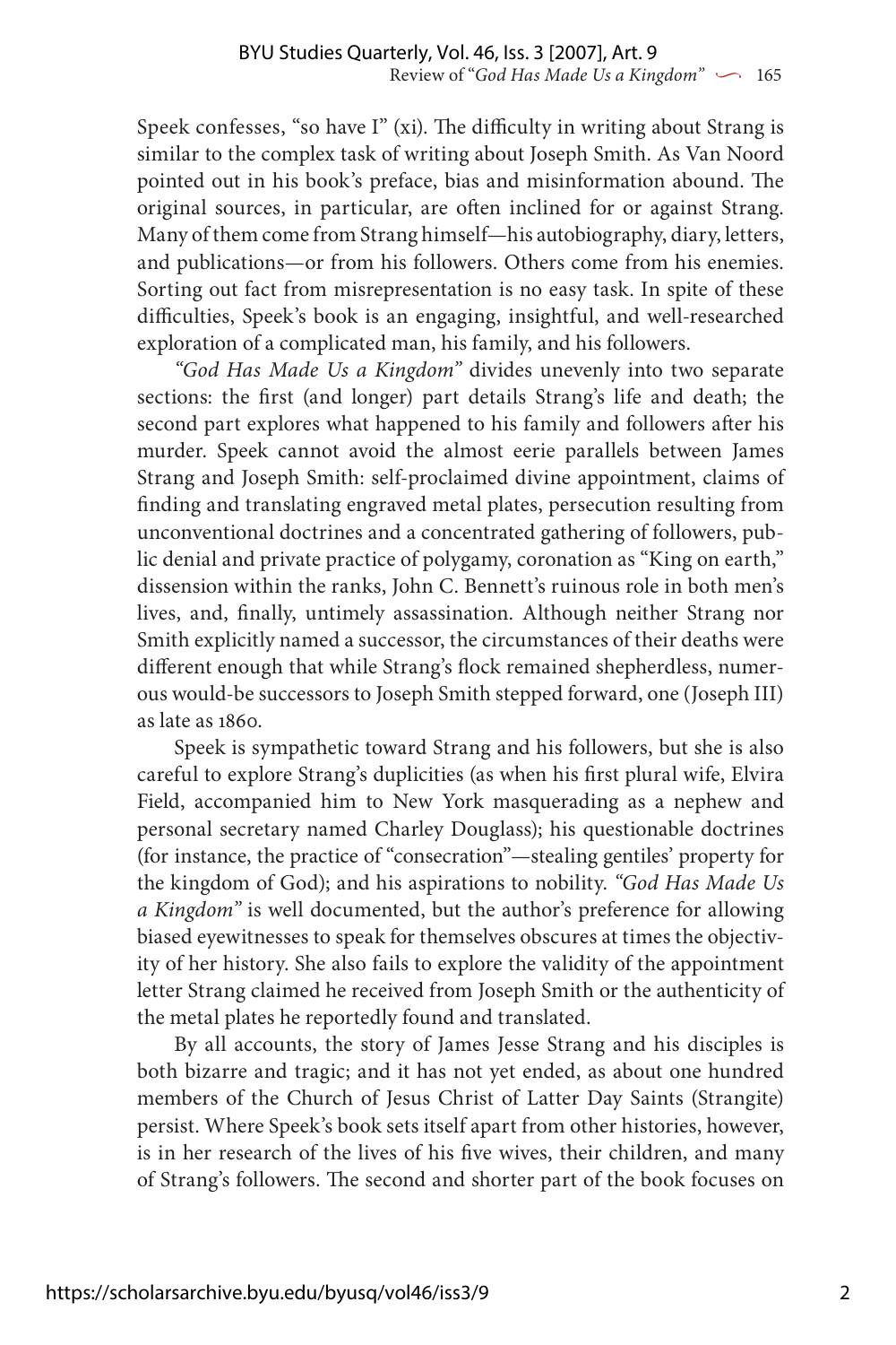Speek confesses, "so have I" (xi). The difficulty in writing about Strang is similar to the complex task of writing about Joseph Smith. As Van Noord pointed out in his book's preface, bias and misinformation abound. The original sources, in particular, are often inclined for or against Strang. Many of them come from Strang himself—his autobiography, diary, letters, and publications—or from his followers. Others come from his enemies. Sorting out fact from misrepresentation is no easy task. In spite of these difficulties, Speek's book is an engaging, insightful, and well-researched exploration of a complicated man, his family, and his followers.

*"God Has Made Us a Kingdom"* divides unevenly into two separate sections: the first (and longer) part details Strang's life and death; the second part explores what happened to his family and followers after his murder. Speek cannot avoid the almost eerie parallels between James Strang and Joseph Smith: self-proclaimed divine appointment, claims of finding and translating engraved metal plates, persecution resulting from unconventional doctrines and a concentrated gathering of followers, public denial and private practice of polygamy, coronation as "King on earth," dissension within the ranks, John C. Bennett's ruinous role in both men's lives, and, finally, untimely assassination. Although neither Strang nor Smith explicitly named a successor, the circumstances of their deaths were different enough that while Strang's flock remained shepherdless, numerous would-be successors to Joseph Smith stepped forward, one (Joseph III) as late as 1860.

Speek is sympathetic toward Strang and his followers, but she is also careful to explore Strang's duplicities (as when his first plural wife, Elvira Field, accompanied him to New York masquerading as a nephew and personal secretary named Charley Douglass); his questionable doctrines (for instance, the practice of "consecration"—stealing gentiles' property for the kingdom of God); and his aspirations to nobility. *"God Has Made Us a Kingdom"* is well documented, but the author's preference for allowing biased eyewitnesses to speak for themselves obscures at times the objectivity of her history. She also fails to explore the validity of the appointment letter Strang claimed he received from Joseph Smith or the authenticity of the metal plates he reportedly found and translated.

By all accounts, the story of James Jesse Strang and his disciples is both bizarre and tragic; and it has not yet ended, as about one hundred members of the Church of Jesus Christ of Latter Day Saints (Strangite) persist. Where Speek's book sets itself apart from other histories, however, is in her research of the lives of his five wives, their children, and many of Strang's followers. The second and shorter part of the book focuses on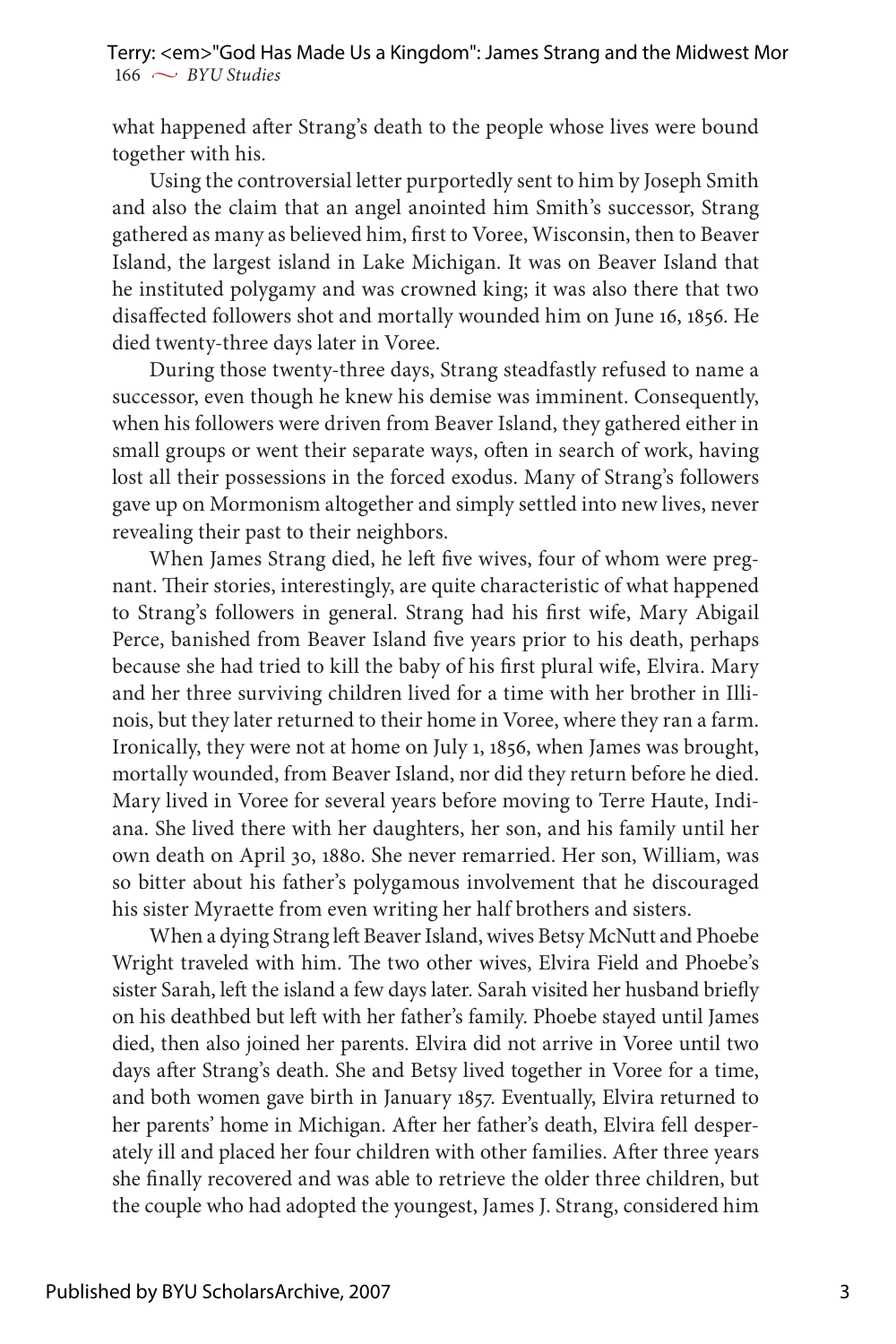what happened after Strang's death to the people whose lives were bound together with his.

Using the controversial letter purportedly sent to him by Joseph Smith and also the claim that an angel anointed him Smith's successor, Strang gathered as many as believed him, first to Voree, Wisconsin, then to Beaver Island, the largest island in Lake Michigan. It was on Beaver Island that he instituted polygamy and was crowned king; it was also there that two disaffected followers shot and mortally wounded him on June 16, 1856. He died twenty-three days later in Voree.

During those twenty-three days, Strang steadfastly refused to name a successor, even though he knew his demise was imminent. Consequently, when his followers were driven from Beaver Island, they gathered either in small groups or went their separate ways, often in search of work, having lost all their possessions in the forced exodus. Many of Strang's followers gave up on Mormonism altogether and simply settled into new lives, never revealing their past to their neighbors.

When James Strang died, he left five wives, four of whom were pregnant. Their stories, interestingly, are quite characteristic of what happened to Strang's followers in general. Strang had his first wife, Mary Abigail Perce, banished from Beaver Island five years prior to his death, perhaps because she had tried to kill the baby of his first plural wife, Elvira. Mary and her three surviving children lived for a time with her brother in Illinois, but they later returned to their home in Voree, where they ran a farm. Ironically, they were not at home on July 1, 1856, when James was brought, mortally wounded, from Beaver Island, nor did they return before he died. Mary lived in Voree for several years before moving to Terre Haute, Indiana. She lived there with her daughters, her son, and his family until her own death on April 30, 1880. She never remarried. Her son, William, was so bitter about his father's polygamous involvement that he discouraged his sister Myraette from even writing her half brothers and sisters.

When a dying Strang left Beaver Island, wives Betsy McNutt and Phoebe Wright traveled with him. The two other wives, Elvira Field and Phoebe's sister Sarah, left the island a few days later. Sarah visited her husband briefly on his deathbed but left with her father's family. Phoebe stayed until James died, then also joined her parents. Elvira did not arrive in Voree until two days after Strang's death. She and Betsy lived together in Voree for a time, and both women gave birth in January 1857. Eventually, Elvira returned to her parents' home in Michigan. After her father's death, Elvira fell desperately ill and placed her four children with other families. After three years she finally recovered and was able to retrieve the older three children, but the couple who had adopted the youngest, James J. Strang, considered him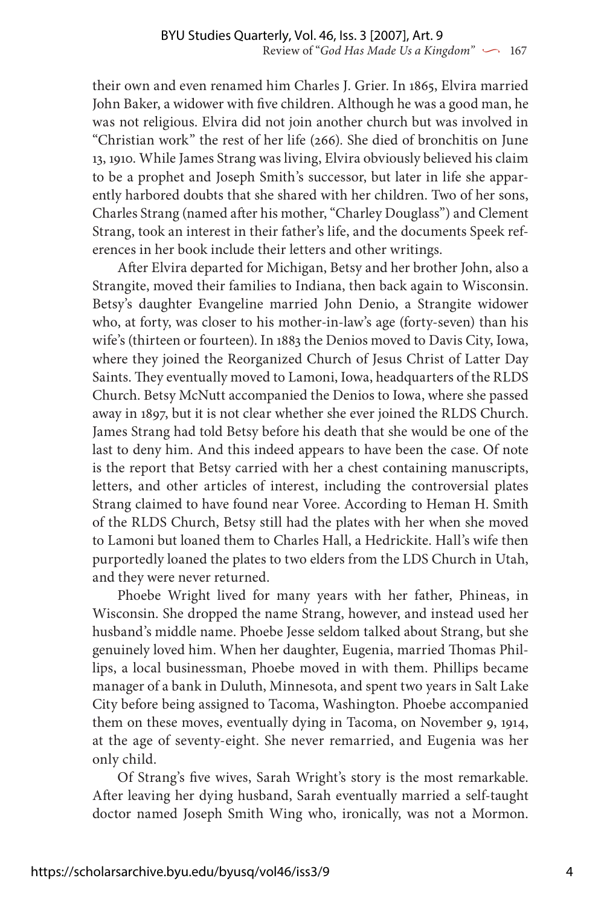their own and even renamed him Charles J. Grier. In 1865, Elvira married John Baker, a widower with five children. Although he was a good man, he was not religious. Elvira did not join another church but was involved in "Christian work" the rest of her life (266). She died of bronchitis on June 13, 1910. While James Strang was living, Elvira obviously believed his claim to be a prophet and Joseph Smith's successor, but later in life she apparently harbored doubts that she shared with her children. Two of her sons, Charles Strang (named after his mother, "Charley Douglass") and Clement Strang, took an interest in their father's life, and the documents Speek references in her book include their letters and other writings.

After Elvira departed for Michigan, Betsy and her brother John, also a Strangite, moved their families to Indiana, then back again to Wisconsin. Betsy's daughter Evangeline married John Denio, a Strangite widower who, at forty, was closer to his mother-in-law's age (forty-seven) than his wife's (thirteen or fourteen). In 1883 the Denios moved to Davis City, Iowa, where they joined the Reorganized Church of Jesus Christ of Latter Day Saints. They eventually moved to Lamoni, Iowa, headquarters of the RLDS Church. Betsy McNutt accompanied the Denios to Iowa, where she passed away in 1897, but it is not clear whether she ever joined the RLDS Church. James Strang had told Betsy before his death that she would be one of the last to deny him. And this indeed appears to have been the case. Of note is the report that Betsy carried with her a chest containing manuscripts, letters, and other articles of interest, including the controversial plates Strang claimed to have found near Voree. According to Heman H. Smith of the RLDS Church, Betsy still had the plates with her when she moved to Lamoni but loaned them to Charles Hall, a Hedrickite. Hall's wife then purportedly loaned the plates to two elders from the LDS Church in Utah, and they were never returned.

Phoebe Wright lived for many years with her father, Phineas, in Wisconsin. She dropped the name Strang, however, and instead used her husband's middle name. Phoebe Jesse seldom talked about Strang, but she genuinely loved him. When her daughter, Eugenia, married Thomas Phillips, a local businessman, Phoebe moved in with them. Phillips became manager of a bank in Duluth, Minnesota, and spent two years in Salt Lake City before being assigned to Tacoma, Washington. Phoebe accompanied them on these moves, eventually dying in Tacoma, on November 9, 1914, at the age of seventy-eight. She never remarried, and Eugenia was her only child.

Of Strang's five wives, Sarah Wright's story is the most remarkable. After leaving her dying husband, Sarah eventually married a self-taught doctor named Joseph Smith Wing who, ironically, was not a Mormon.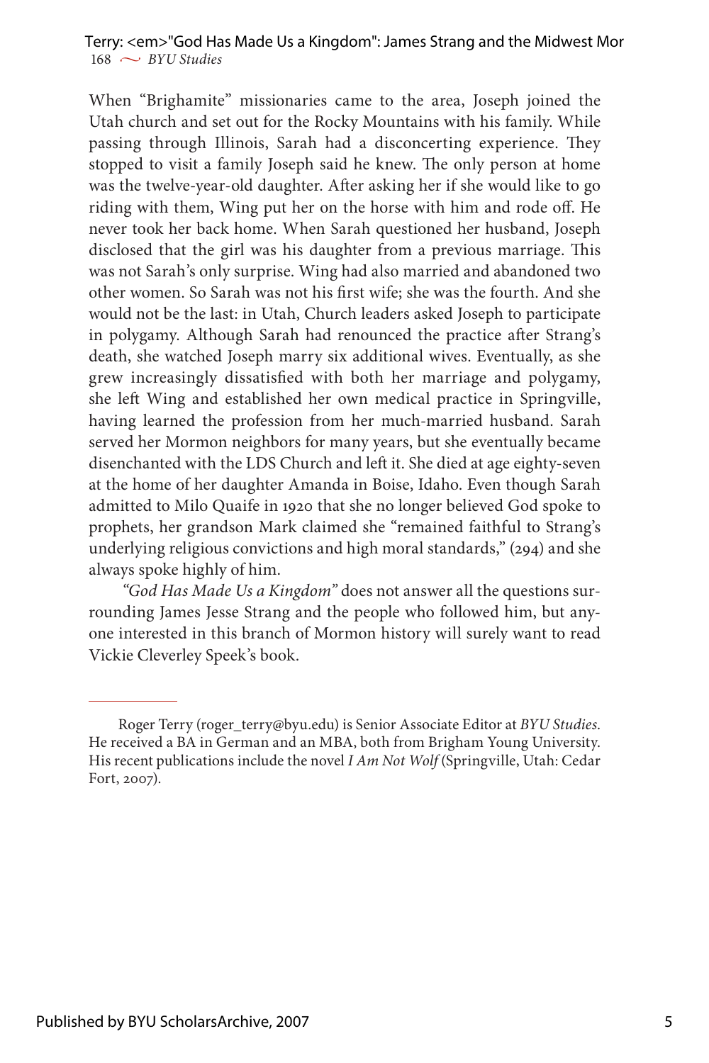When "Brighamite" missionaries came to the area, Joseph joined the Utah church and set out for the Rocky Mountains with his family. While passing through Illinois, Sarah had a disconcerting experience. They stopped to visit a family Joseph said he knew. The only person at home was the twelve-year-old daughter. After asking her if she would like to go riding with them, Wing put her on the horse with him and rode off. He never took her back home. When Sarah questioned her husband, Joseph disclosed that the girl was his daughter from a previous marriage. This was not Sarah's only surprise. Wing had also married and abandoned two other women. So Sarah was not his first wife; she was the fourth. And she would not be the last: in Utah, Church leaders asked Joseph to participate in polygamy. Although Sarah had renounced the practice after Strang's death, she watched Joseph marry six additional wives. Eventually, as she grew increasingly dissatisfied with both her marriage and polygamy, she left Wing and established her own medical practice in Springville, having learned the profession from her much-married husband. Sarah served her Mormon neighbors for many years, but she eventually became disenchanted with the LDS Church and left it. She died at age eighty-seven at the home of her daughter Amanda in Boise, Idaho. Even though Sarah admitted to Milo Quaife in 1920 that she no longer believed God spoke to prophets, her grandson Mark claimed she "remained faithful to Strang's underlying religious convictions and high moral standards," (294) and she always spoke highly of him.

*"God Has Made Us a Kingdom"* does not answer all the questions surrounding James Jesse Strang and the people who followed him, but anyone interested in this branch of Mormon history will surely want to read Vickie Cleverley Speek's book.

---

Roger Terry (roger_terry@byu.edu) is Senior Associate Editor at *BYU Studies*. He received a BA in German and an MBA, both from Brigham Young University. His recent publications include the novel *I Am Not Wolf* (Springville, Utah: Cedar Fort, 2007).